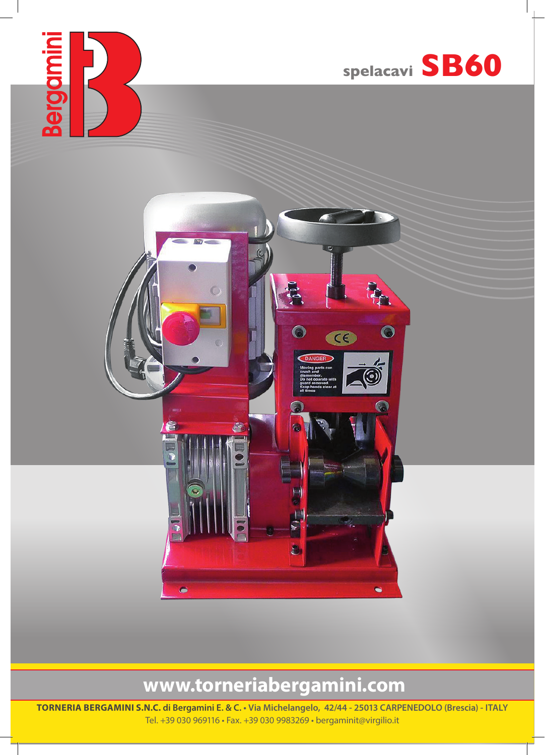Bergamini

# spelacavi **SB60**

**www.torneriabergamini.com**

**TORNERIA BERGAMINI S.N.C. di Bergamini E. & C. • Via Michelangelo, 42/44 - 25013 CARPENEDOLO (Brescia) - ITALY**
Tel. +39 030 969116 • Fax. +39 030 9983269 • bergaminit@virgilio.it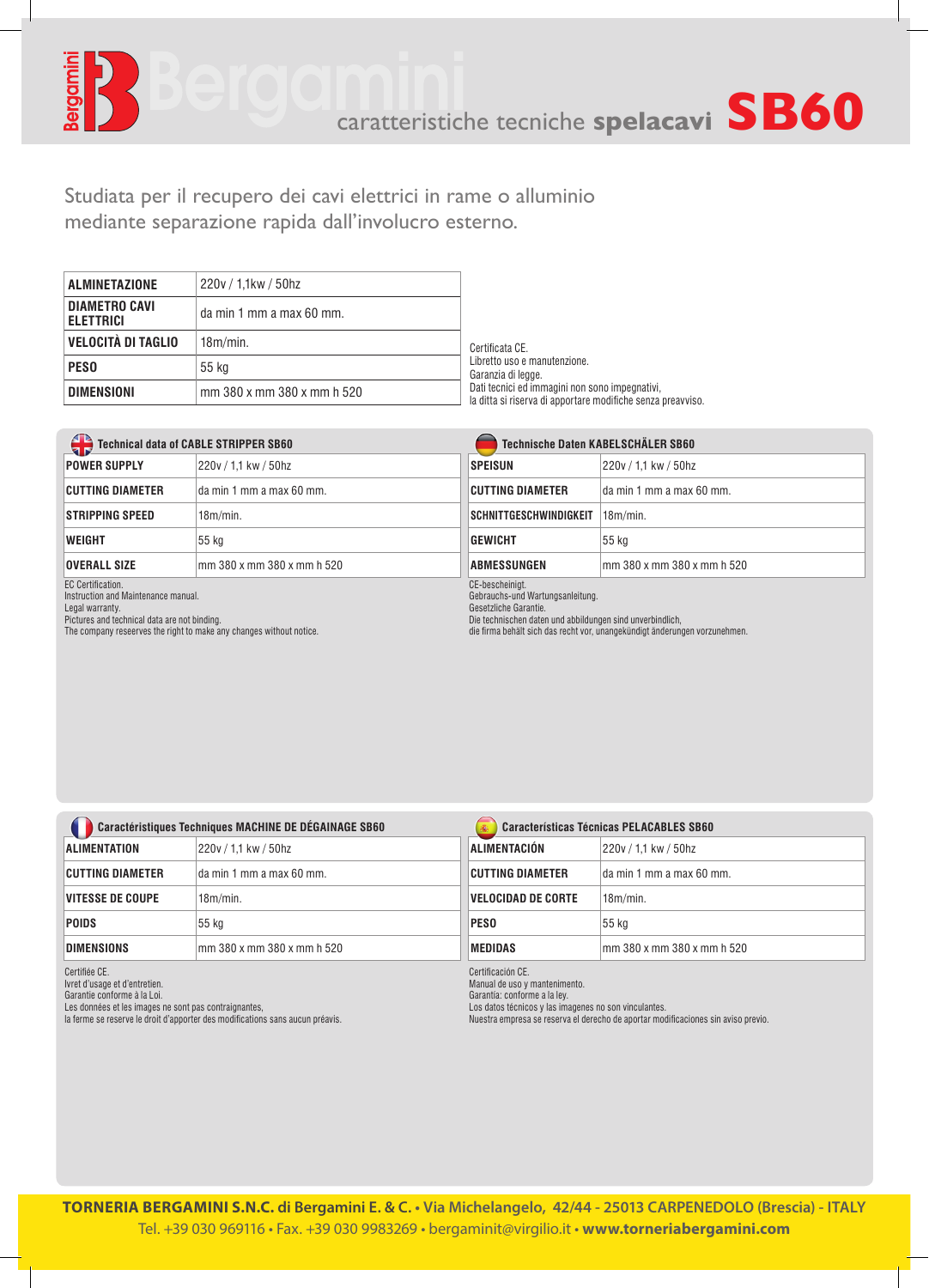# Bergamini caratteristiche tecniche **spelacavi SB60**

Studiata per il recupero dei cavi elettrici in rame o alluminio mediante separazione rapida dall'involucro esterno.

| | |
|---|---|
| **ALMINETAZIONE** | 220v / 1,1kw / 50hz |
| **DIAMETRO CAVI ELETTRICI** | da min 1 mm a max 60 mm. |
| **VELOCITÀ DI TAGLIO** | 18m/min. |
| **PESO** | 55 kg |
| **DIMENSIONI** | mm 380 x mm 380 x mm h 520 |

Certificata CE.
Libretto uso e manutenzione.
Garanzia di legge.
Dati tecnici ed immagini non sono impegnativi,
la ditta si riserva di apportare modifiche senza preavviso.

## Technical data of CABLE STRIPPER SB60

| | |
|---|---|
| **POWER SUPPLY** | 220v / 1,1 kw / 50hz |
| **CUTTING DIAMETER** | da min 1 mm a max 60 mm. |
| **STRIPPING SPEED** | 18m/min. |
| **WEIGHT** | 55 kg |
| **OVERALL SIZE** | mm 380 x mm 380 x mm h 520 |

EC Certification.
Instruction and Maintenance manual.
Legal warranty.
Pictures and technical data are not binding.
The company reseerves the right to make any changes without notice.

## Technische Daten KABELSCHÄLER SB60

| | |
|---|---|
| **SPEISUN** | 220v / 1,1 kw / 50hz |
| **CUTTING DIAMETER** | da min 1 mm a max 60 mm. |
| **SCHNITTGESCHWINDIGKEIT** | 18m/min. |
| **GEWICHT** | 55 kg |
| **ABMESSUNGEN** | mm 380 x mm 380 x mm h 520 |

CE-bescheinigt.
Gebrauchs-und Wartungsanleitung.
Gesetzliche Garantie.
Die technischen daten und abbildungen sind unverbindlich,
die firma behält sich das recht vor, unangekündigt änderungen vorzunehmen.

## Caractéristiques Techniques MACHINE DE DÉGAINAGE SB60

| | |
|---|---|
| **ALIMENTATION** | 220v / 1,1 kw / 50hz |
| **CUTTING DIAMETER** | da min 1 mm a max 60 mm. |
| **VITESSE DE COUPE** | 18m/min. |
| **POIDS** | 55 kg |
| **DIMENSIONS** | mm 380 x mm 380 x mm h 520 |

Certifiée CE.
lvret d'usage et d'entretien.
Garantie conforme à la Loi.
Les données et les images ne sont pas contraignantes,
la ferme se reserve le droit d'apporter des modifications sans aucun préavis.

## Características Técnicas PELACABLES SB60

| | |
|---|---|
| **ALIMENTACIÓN** | 220v / 1,1 kw / 50hz |
| **CUTTING DIAMETER** | da min 1 mm a max 60 mm. |
| **VELOCIDAD DE CORTE** | 18m/min. |
| **PESO** | 55 kg |
| **MEDIDAS** | mm 380 x mm 380 x mm h 520 |

Certificación CE.
Manual de uso y mantenimento.
Garantia: conforme a la ley.
Los datos técnicos y las imagenes no son vinculantes.
Nuestra empresa se reserva el derecho de aportar modificaciones sin aviso previo.

**TORNERIA BERGAMINI S.N.C.** di Bergamini E. & C. • Via Michelangelo, 42/44 - 25013 CARPENEDOLO (Brescia) - ITALY
Tel. +39 030 969116 • Fax. +39 030 9983269 • bergaminit@virgilio.it • **www.torneriabergamini.com**